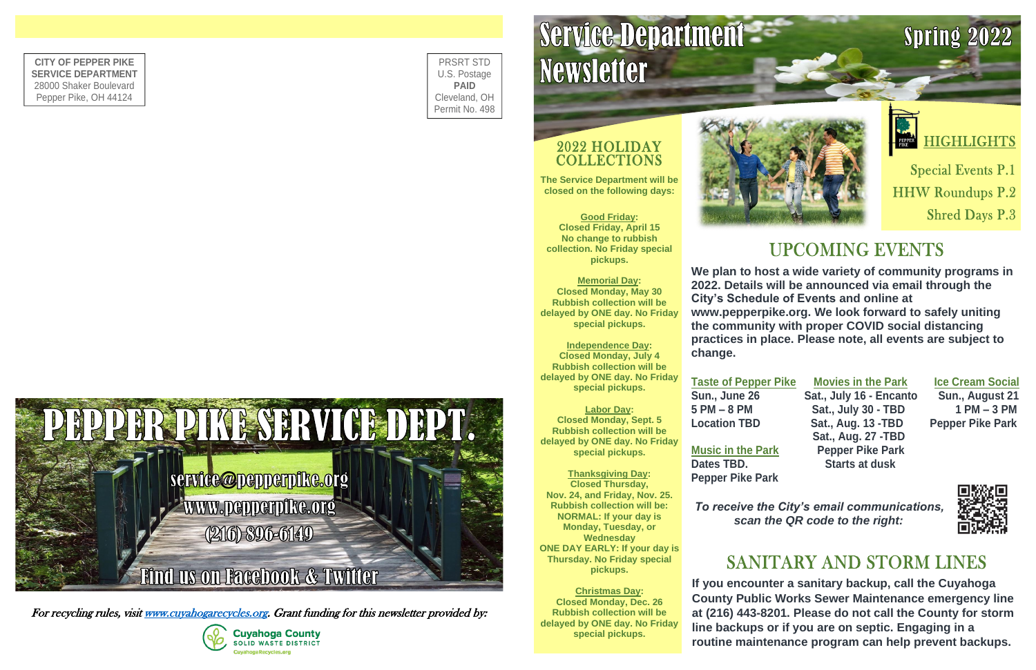CITY OF PEPPER PIKE
SERVICE DEPARTMENT
28000 Shaker Boulevard
Pepper Pike, OH 44124

PRSRT STD
U.S. Postage
**PAID**
Cleveland, OH
Permit No. 498

# PEPPER PIKE SERVICE DEPT.

service@pepperpike.org
www.pepperpike.org
(216) 896-6149

Find us on Facebook & Twitter

*For recycling rules, visit [www.cuyahogarecycles.org](http://www.cuyahogarecycles.org). Grant funding for this newsletter provided by:*

Cuyahoga County SOLID WASTE DISTRICT
CuyahogaRecycles.org

# Service Department Newsletter

Spring 2022

## 2022 HOLIDAY COLLECTIONS

**The Service Department will be closed on the following days:**

**Good Friday:**
**Closed Friday, April 15**
**No change to rubbish collection. No Friday special pickups.**

**Memorial Day:**
**Closed Monday, May 30**
**Rubbish collection will be delayed by ONE day. No Friday special pickups.**

**Independence Day:**
**Closed Monday, July 4**
**Rubbish collection will be delayed by ONE day. No Friday special pickups.**

**Labor Day:**
**Closed Monday, Sept. 5**
**Rubbish collection will be delayed by ONE day. No Friday special pickups.**

**Thanksgiving Day:**
**Closed Thursday, Nov. 24, and Friday, Nov. 25.**
**Rubbish collection will be:**
**NORMAL: If your day is Monday, Tuesday, or Wednesday**
**ONE DAY EARLY: If your day is Thursday. No Friday special pickups.**

**Christmas Day:**
**Closed Monday, Dec. 26**
**Rubbish collection will be delayed by ONE day. No Friday special pickups.**

## HIGHLIGHTS

Special Events P.1
HHW Roundups P.2
Shred Days P.3

## UPCOMING EVENTS

**We plan to host a wide variety of community programs in 2022. Details will be announced via email through the City's Schedule of Events and online at www.pepperpike.org. We look forward to safely uniting the community with proper COVID social distancing practices in place. Please note, all events are subject to change.**

**Taste of Pepper Pike**
**Sun., June 26**
**5 PM – 8 PM**
**Location TBD**

**Music in the Park**
**Dates TBD.**
**Pepper Pike Park**

**Movies in the Park**
**Sat., July 16 - Encanto**
**Sat., July 30 - TBD**
**Sat., Aug. 13 -TBD**
**Sat., Aug. 27 -TBD**
**Pepper Pike Park**
**Starts at dusk**

**Ice Cream Social**
**Sun., August 21**
**1 PM – 3 PM**
**Pepper Pike Park**

***To receive the City's email communications, scan the QR code to the right:***

## SANITARY AND STORM LINES

**If you encounter a sanitary backup, call the Cuyahoga County Public Works Sewer Maintenance emergency line at (216) 443-8201. Please do not call the County for storm line backups or if you are on septic. Engaging in a routine maintenance program can help prevent backups.**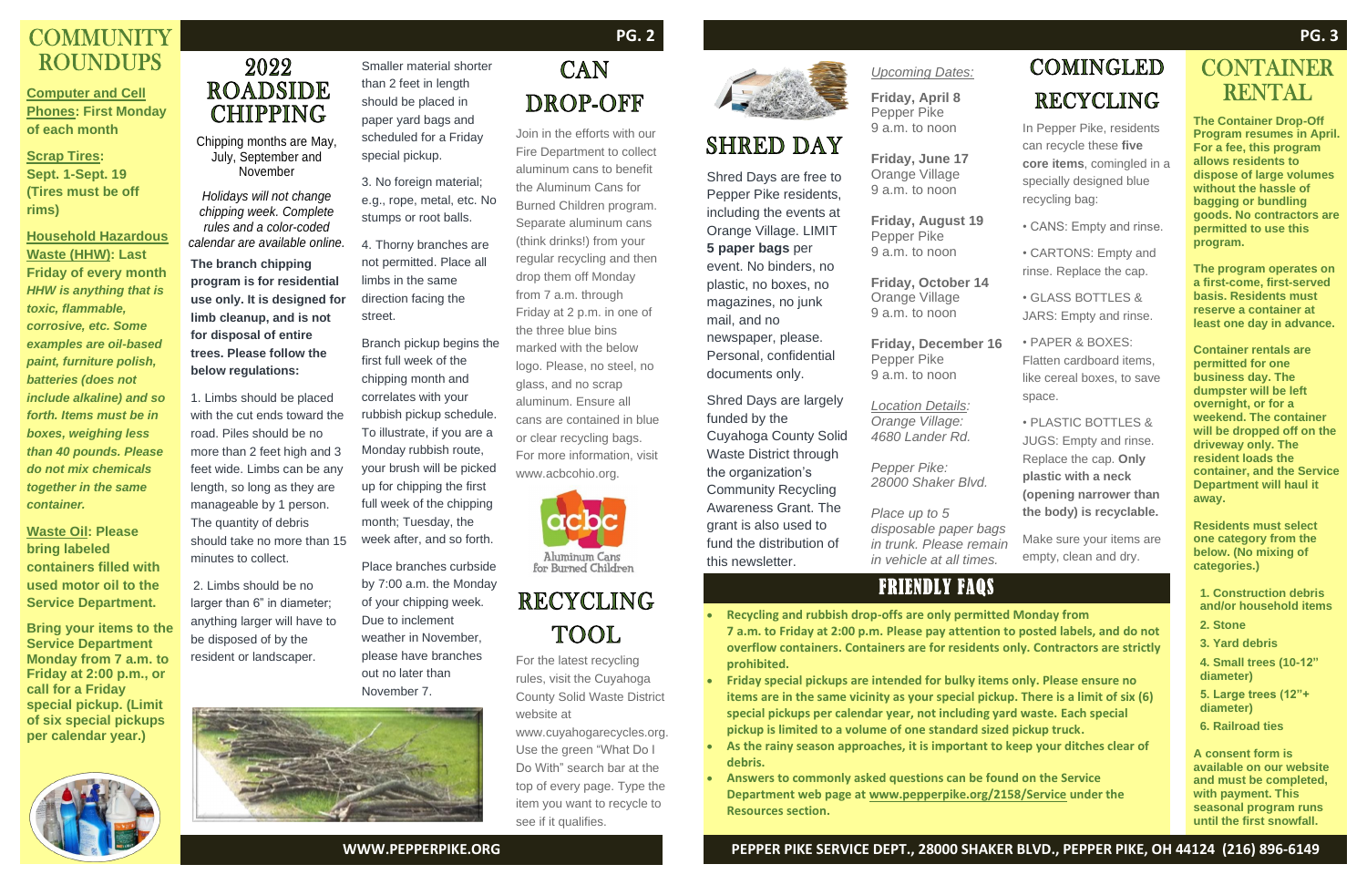# COMMUNITY ROUNDUPS

**Computer and Cell Phones: First Monday of each month**

**Scrap Tires: Sept. 1-Sept. 19 (Tires must be off rims)**

**Household Hazardous Waste (HHW): Last Friday of every month** ***HHW is anything that is toxic, flammable, corrosive, etc. Some examples are oil-based paint, furniture polish, batteries (does not include alkaline) and so forth. Items must be in boxes, weighing less than 40 pounds. Please do not mix chemicals together in the same container.***

**Waste Oil: Please bring labeled containers filled with used motor oil to the Service Department.**

**Bring your items to the Service Department Monday from 7 a.m. to Friday at 2:00 p.m., or call for a Friday special pickup. (Limit of six special pickups per calendar year.)**

# 2022 ROADSIDE CHIPPING

Chipping months are May, July, September and November

*Holidays will not change chipping week. Complete rules and a color-coded calendar are available online.*

**The branch chipping program is for residential use only. It is designed for limb cleanup, and is not for disposal of entire trees. Please follow the below regulations:**

1. Limbs should be placed with the cut ends toward the road. Piles should be no more than 2 feet high and 3 feet wide. Limbs can be any length, so long as they are manageable by 1 person. The quantity of debris should take no more than 15 minutes to collect.

2. Limbs should be no larger than 6" in diameter; anything larger will have to be disposed of by the resident or landscaper.

Smaller material shorter than 2 feet in length should be placed in paper yard bags and scheduled for a Friday special pickup.

3. No foreign material; e.g., rope, metal, etc. No stumps or root balls.

4. Thorny branches are not permitted. Place all limbs in the same direction facing the street.

Branch pickup begins the first full week of the chipping month and correlates with your rubbish pickup schedule. To illustrate, if you are a Monday rubbish route, your brush will be picked up for chipping the first full week of the chipping month; Tuesday, the week after, and so forth.

Place branches curbside by 7:00 a.m. the Monday of your chipping week. Due to inclement weather in November, please have branches out no later than November 7.

# CAN DROP-OFF

Join in the efforts with our Fire Department to collect aluminum cans to benefit the Aluminum Cans for Burned Children program. Separate aluminum cans (think drinks!) from your regular recycling and then drop them off Monday from 7 a.m. through Friday at 2 p.m. in one of the three blue bins marked with the below logo. Please, no steel, no glass, and no scrap aluminum. Ensure all cans are contained in blue or clear recycling bags. For more information, visit www.acbcohio.org.

acbc
Aluminum Cans for Burned Children

# RECYCLING TOOL

For the latest recycling rules, visit the Cuyahoga County Solid Waste District website at www.cuyahogarecycles.org. Use the green "What Do I Do With" search bar at the top of every page. Type the item you want to recycle to see if it qualifies.

# SHRED DAY

Shred Days are free to Pepper Pike residents, including the events at Orange Village. LIMIT **5 paper bags** per event. No binders, no plastic, no boxes, no magazines, no junk mail, and no newspaper, please. Personal, confidential documents only.

Shred Days are largely funded by the Cuyahoga County Solid Waste District through the organization's Community Recycling Awareness Grant. The grant is also used to fund the distribution of this newsletter.

*Upcoming Dates:*

**Friday, April 8**
Pepper Pike
9 a.m. to noon

**Friday, June 17**
Orange Village
9 a.m. to noon

**Friday, August 19**
Pepper Pike
9 a.m. to noon

**Friday, October 14**
Orange Village
9 a.m. to noon

**Friday, December 16**
Pepper Pike
9 a.m. to noon

*Location Details:*
*Orange Village: 4680 Lander Rd.*

*Pepper Pike: 28000 Shaker Blvd.*

*Place up to 5 disposable paper bags in trunk. Please remain in vehicle at all times.*

# COMINGLED RECYCLING

In Pepper Pike, residents can recycle these **five core items**, comingled in a specially designed blue recycling bag:

- CANS: Empty and rinse.
- CARTONS: Empty and rinse. Replace the cap.
- GLASS BOTTLES & JARS: Empty and rinse.
- PAPER & BOXES: Flatten cardboard items, like cereal boxes, to save space.
- PLASTIC BOTTLES & JUGS: Empty and rinse. Replace the cap. **Only plastic with a neck (opening narrower than the body) is recyclable.**

Make sure your items are empty, clean and dry.

# FRIENDLY FAQS

- **Recycling and rubbish drop-offs are only permitted Monday from 7 a.m. to Friday at 2:00 p.m. Please pay attention to posted labels, and do not overflow containers. Containers are for residents only. Contractors are strictly prohibited.**
- **Friday special pickups are intended for bulky items only. Please ensure no items are in the same vicinity as your special pickup. There is a limit of six (6) special pickups per calendar year, not including yard waste. Each special pickup is limited to a volume of one standard sized pickup truck.**
- **As the rainy season approaches, it is important to keep your ditches clear of debris.**
- **Answers to commonly asked questions can be found on the Service Department web page at www.pepperpike.org/2158/Service under the Resources section.**

# CONTAINER RENTAL

**The Container Drop-Off Program resumes in April. For a fee, this program allows residents to dispose of large volumes without the hassle of bagging or bundling goods. No contractors are permitted to use this program.**

**The program operates on a first-come, first-served basis. Residents must reserve a container at least one day in advance.**

**Container rentals are permitted for one business day. The dumpster will be left overnight, or for a weekend. The container will be dropped off on the driveway only. The resident loads the container, and the Service Department will haul it away.**

**Residents must select one category from the below. (No mixing of categories.)**

1. **Construction debris and/or household items**
2. **Stone**
3. **Yard debris**
4. **Small trees (10-12" diameter)**
5. **Large trees (12"+ diameter)**
6. **Railroad ties**

**A consent form is available on our website and must be completed, with payment. This seasonal program runs until the first snowfall.**

PEPPER PIKE SERVICE DEPT., 28000 SHAKER BLVD., PEPPER PIKE, OH 44124 (216) 896-6149